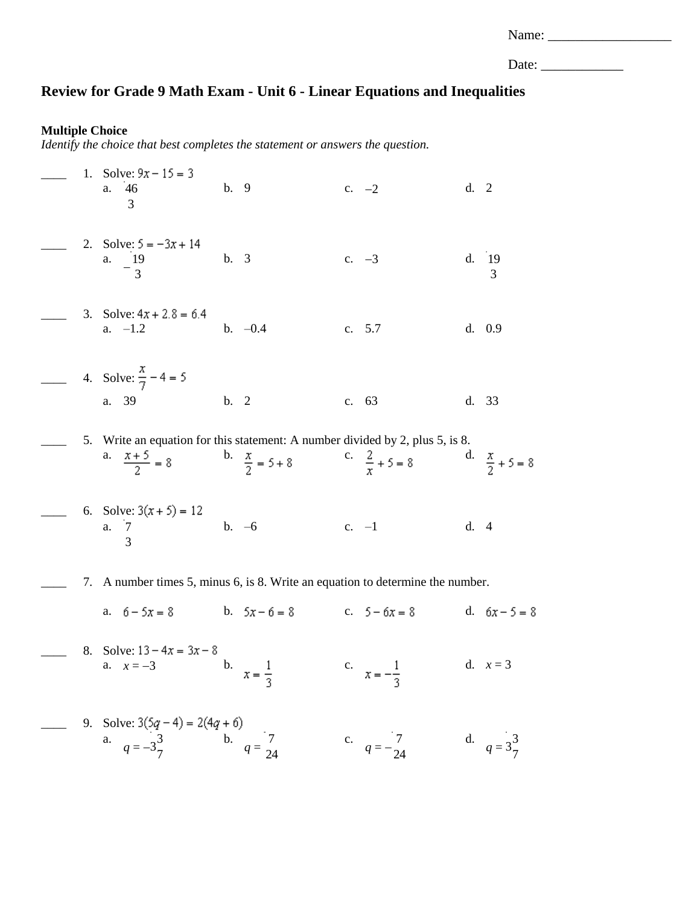Name: __________________

Date: ____________

# Review for Grade 9 Math Exam - Unit 6 - Linear Equations and Inequalities

**Multiple Choice**
*Identify the choice that best completes the statement or answers the question.*

____ 1. Solve: $9x - 15 = 3$

a. $\frac{46}{3}$  b. 9  c. –2  d. 2

____ 2. Solve: $5 = -3x + 14$

a. $-\frac{19}{3}$  b. 3  c. –3  d. $\frac{19}{3}$

____ 3. Solve: $4x + 2.8 = 6.4$

a. –1.2  b. –0.4  c. 5.7  d. 0.9

____ 4. Solve: $\frac{x}{7} - 4 = 5$

a. 39  b. 2  c. 63  d. 33

____ 5. Write an equation for this statement: A number divided by 2, plus 5, is 8.

a. $\frac{x+5}{2} = 8$  b. $\frac{x}{2} = 5 + 8$  c. $\frac{2}{x} + 5 = 8$  d. $\frac{x}{2} + 5 = 8$

____ 6. Solve: $3(x + 5) = 12$

a. $\frac{7}{3}$  b. –6  c. –1  d. 4

____ 7. A number times 5, minus 6, is 8. Write an equation to determine the number.

a. $6 - 5x = 8$  b. $5x - 6 = 8$  c. $5 - 6x = 8$  d. $6x - 5 = 8$

____ 8. Solve: $13 - 4x = 3x - 8$

a. $x = -3$  b. $x = \frac{1}{3}$  c. $x = -\frac{1}{3}$  d. $x = 3$

____ 9. Solve: $3(5q - 4) = 2(4q + 6)$

a. $q = -3\frac{3}{7}$  b. $q = \frac{7}{24}$  c. $q = -\frac{7}{24}$  d. $q = 3\frac{3}{7}$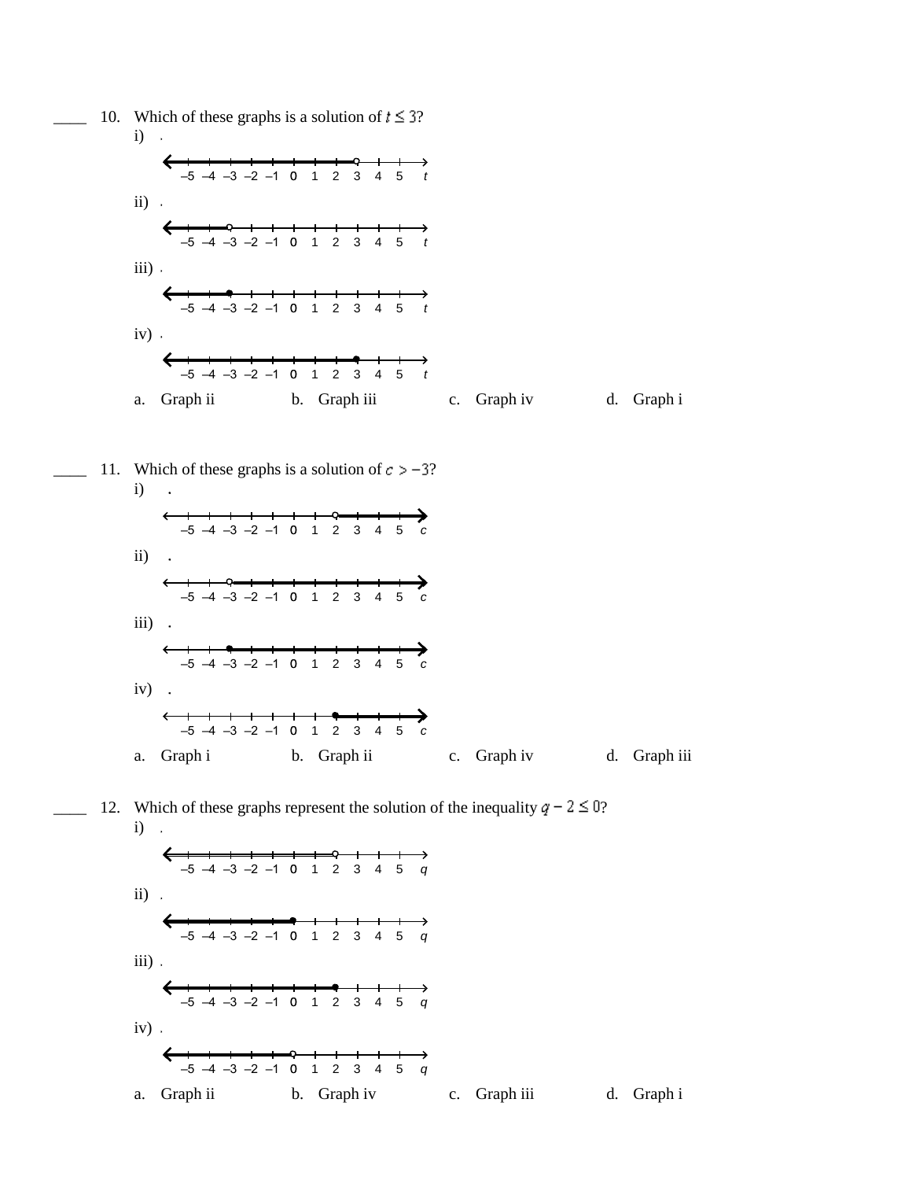____ 10. Which of these graphs is a solution of $t \leq 3$?

i)

–5 –4 –3 –2 –1 0 1 2 3 4 5 t

ii)

–5 –4 –3 –2 –1 0 1 2 3 4 5 t

iii)

–5 –4 –3 –2 –1 0 1 2 3 4 5 t

iv)

–5 –4 –3 –2 –1 0 1 2 3 4 5 t

a. Graph ii b. Graph iii c. Graph iv d. Graph i

____ 11. Which of these graphs is a solution of $c > -3$?

i)

–5 –4 –3 –2 –1 0 1 2 3 4 5 c

ii)

–5 –4 –3 –2 –1 0 1 2 3 4 5 c

iii)

–5 –4 –3 –2 –1 0 1 2 3 4 5 c

iv)

–5 –4 –3 –2 –1 0 1 2 3 4 5 c

a. Graph i b. Graph ii c. Graph iv d. Graph iii

____ 12. Which of these graphs represent the solution of the inequality $q - 2 \leq 0$?

i)

–5 –4 –3 –2 –1 0 1 2 3 4 5 q

ii)

–5 –4 –3 –2 –1 0 1 2 3 4 5 q

iii)

–5 –4 –3 –2 –1 0 1 2 3 4 5 q

iv)

–5 –4 –3 –2 –1 0 1 2 3 4 5 q

a. Graph ii b. Graph iv c. Graph iii d. Graph i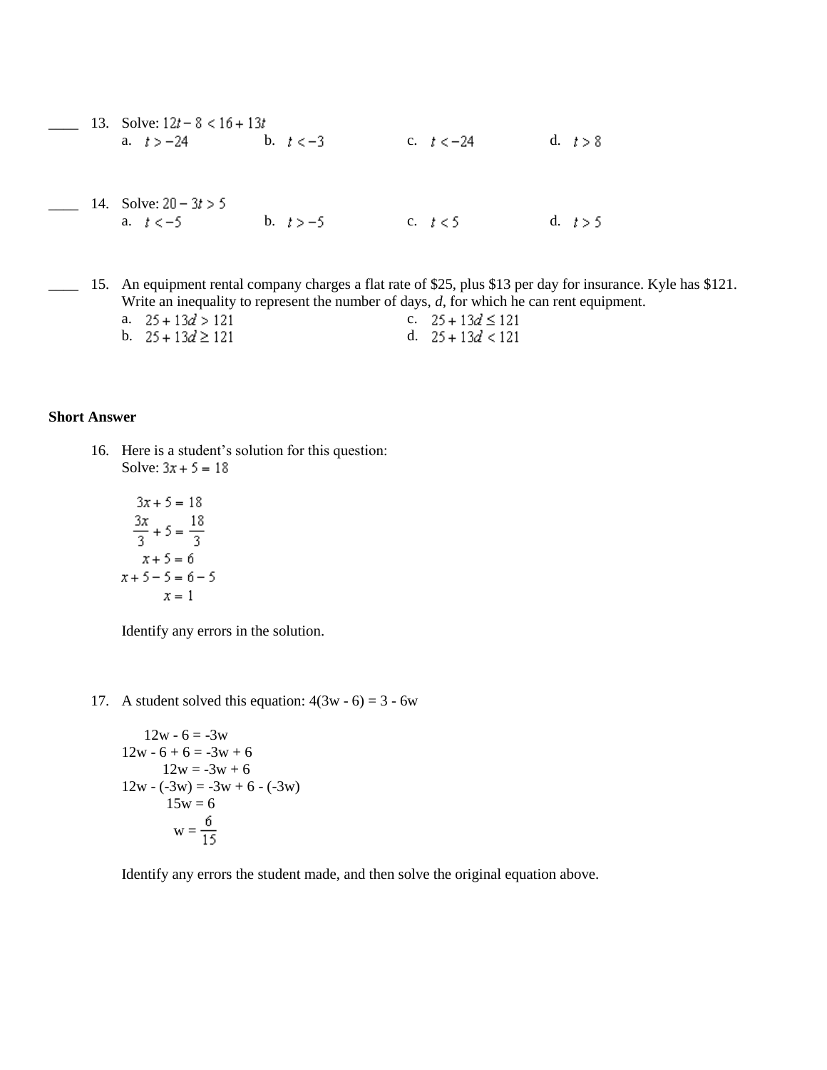____ 13. Solve: $12t - 8 < 16 + 13t$

a. $t > -24$  b. $t < -3$  c. $t < -24$  d. $t > 8$

____ 14. Solve: $20 - 3t > 5$

a. $t < -5$  b. $t > -5$  c. $t < 5$  d. $t > 5$

____ 15. An equipment rental company charges a flat rate of \$25, plus \$13 per day for insurance. Kyle has \$121. Write an inequality to represent the number of days, *d*, for which he can rent equipment.

a. $25 + 13d > 121$  c. $25 + 13d \le 121$
b. $25 + 13d \ge 121$  d. $25 + 13d < 121$

**Short Answer**

16. Here is a student's solution for this question:
Solve: $3x + 5 = 18$

$$3x + 5 = 18$$
$$\frac{3x}{3} + 5 = \frac{18}{3}$$
$$x + 5 = 6$$
$$x + 5 - 5 = 6 - 5$$
$$x = 1$$

Identify any errors in the solution.

17. A student solved this equation: 4(3w - 6) = 3 - 6w

$$12w - 6 = -3w$$
$$12w - 6 + 6 = -3w + 6$$
$$12w = -3w + 6$$
$$12w - (-3w) = -3w + 6 - (-3w)$$
$$15w = 6$$
$$w = \frac{6}{15}$$

Identify any errors the student made, and then solve the original equation above.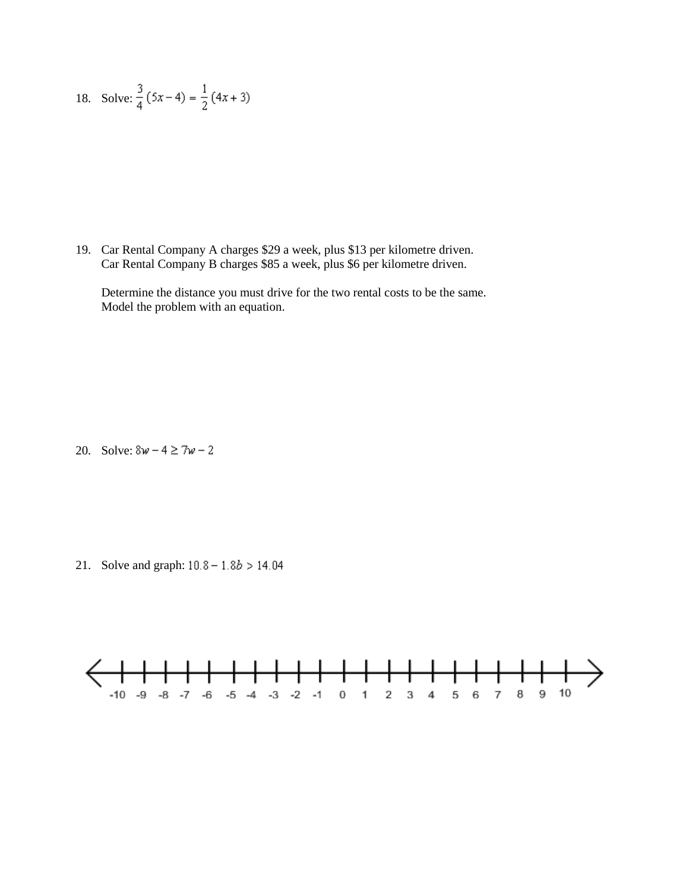18. Solve: $\frac{3}{4}(5x - 4) = \frac{1}{2}(4x + 3)$

19. Car Rental Company A charges $29 a week, plus $13 per kilometre driven.
Car Rental Company B charges $85 a week, plus $6 per kilometre driven.

Determine the distance you must drive for the two rental costs to be the same.
Model the problem with an equation.

20. Solve: $8w - 4 \geq 7w - 2$

21. Solve and graph: $10.8 - 1.8b > 14.04$

-10 -9 -8 -7 -6 -5 -4 -3 -2 -1 0 1 2 3 4 5 6 7 8 9 10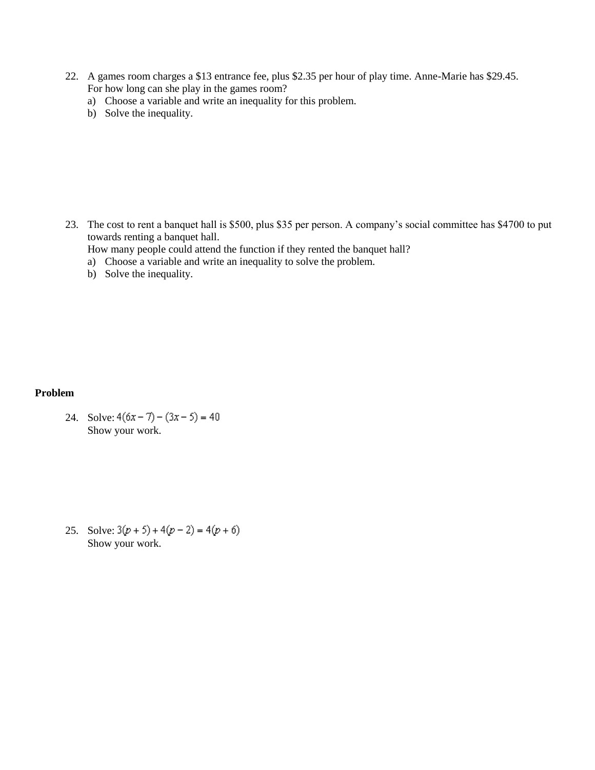22. A games room charges a $13 entrance fee, plus $2.35 per hour of play time. Anne-Marie has $29.45. For how long can she play in the games room?
    a) Choose a variable and write an inequality for this problem.
    b) Solve the inequality.

23. The cost to rent a banquet hall is $500, plus $35 per person. A company's social committee has $4700 to put towards renting a banquet hall.
    How many people could attend the function if they rented the banquet hall?
    a) Choose a variable and write an inequality to solve the problem.
    b) Solve the inequality.

**Problem**

24. Solve: $4(6x - 7) - (3x - 5) = 40$
    Show your work.

25. Solve: $3(p + 5) + 4(p - 2) = 4(p + 6)$
    Show your work.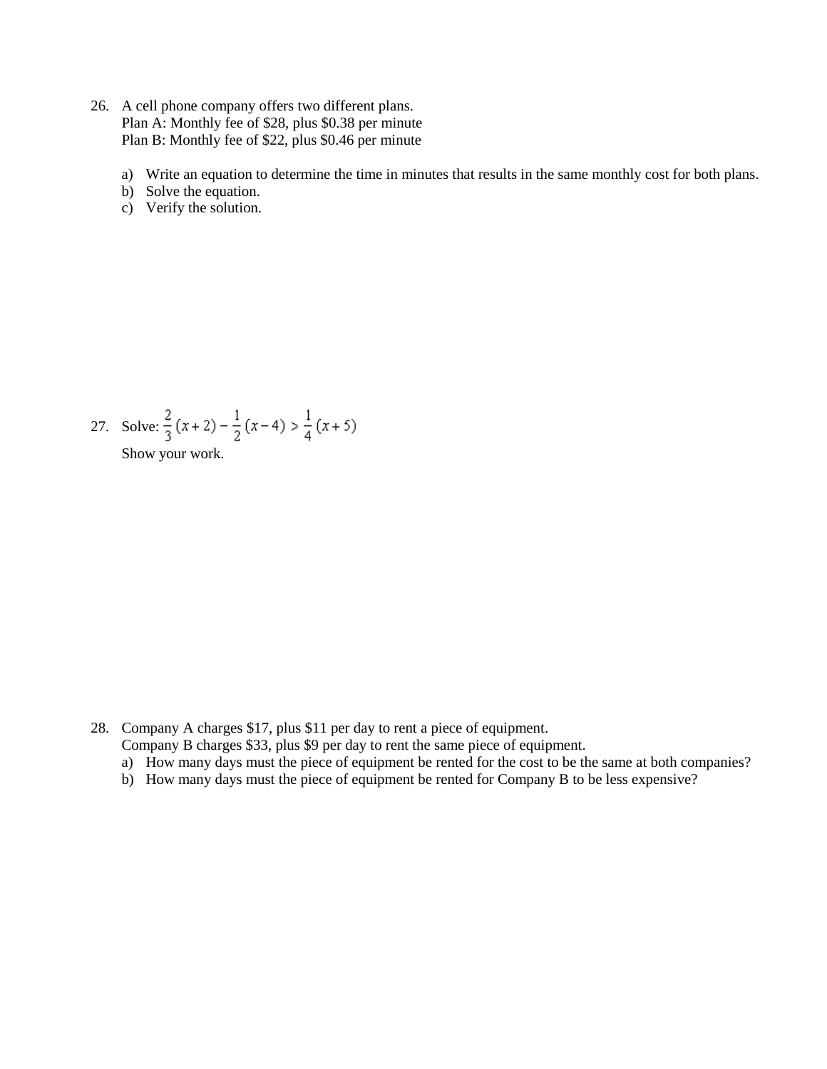26. A cell phone company offers two different plans.
    Plan A: Monthly fee of \$28, plus \$0.38 per minute
    Plan B: Monthly fee of \$22, plus \$0.46 per minute

    a) Write an equation to determine the time in minutes that results in the same monthly cost for both plans.
    b) Solve the equation.
    c) Verify the solution.

27. Solve: $\frac{2}{3}(x+2) - \frac{1}{2}(x-4) > \frac{1}{4}(x+5)$
    Show your work.

28. Company A charges \$17, plus \$11 per day to rent a piece of equipment.
    Company B charges \$33, plus \$9 per day to rent the same piece of equipment.
    a) How many days must the piece of equipment be rented for the cost to be the same at both companies?
    b) How many days must the piece of equipment be rented for Company B to be less expensive?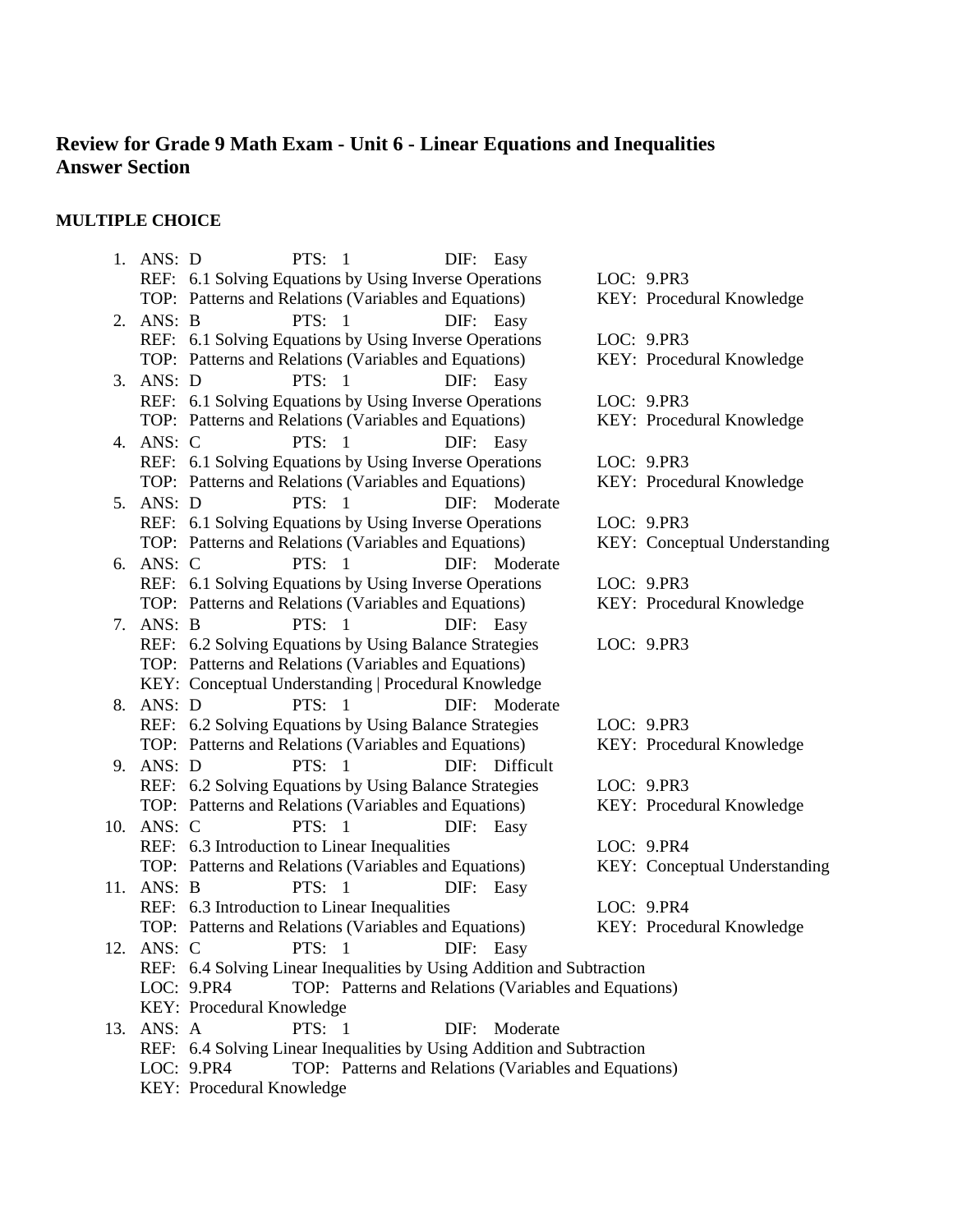**Review for Grade 9 Math Exam - Unit 6 - Linear Equations and Inequalities**
**Answer Section**

**MULTIPLE CHOICE**

1. ANS: D PTS: 1 DIF: Easy
   REF: 6.1 Solving Equations by Using Inverse Operations LOC: 9.PR3
   TOP: Patterns and Relations (Variables and Equations) KEY: Procedural Knowledge
2. ANS: B PTS: 1 DIF: Easy
   REF: 6.1 Solving Equations by Using Inverse Operations LOC: 9.PR3
   TOP: Patterns and Relations (Variables and Equations) KEY: Procedural Knowledge
3. ANS: D PTS: 1 DIF: Easy
   REF: 6.1 Solving Equations by Using Inverse Operations LOC: 9.PR3
   TOP: Patterns and Relations (Variables and Equations) KEY: Procedural Knowledge
4. ANS: C PTS: 1 DIF: Easy
   REF: 6.1 Solving Equations by Using Inverse Operations LOC: 9.PR3
   TOP: Patterns and Relations (Variables and Equations) KEY: Procedural Knowledge
5. ANS: D PTS: 1 DIF: Moderate
   REF: 6.1 Solving Equations by Using Inverse Operations LOC: 9.PR3
   TOP: Patterns and Relations (Variables and Equations) KEY: Conceptual Understanding
6. ANS: C PTS: 1 DIF: Moderate
   REF: 6.1 Solving Equations by Using Inverse Operations LOC: 9.PR3
   TOP: Patterns and Relations (Variables and Equations) KEY: Procedural Knowledge
7. ANS: B PTS: 1 DIF: Easy
   REF: 6.2 Solving Equations by Using Balance Strategies LOC: 9.PR3
   TOP: Patterns and Relations (Variables and Equations)
   KEY: Conceptual Understanding | Procedural Knowledge
8. ANS: D PTS: 1 DIF: Moderate
   REF: 6.2 Solving Equations by Using Balance Strategies LOC: 9.PR3
   TOP: Patterns and Relations (Variables and Equations) KEY: Procedural Knowledge
9. ANS: D PTS: 1 DIF: Difficult
   REF: 6.2 Solving Equations by Using Balance Strategies LOC: 9.PR3
   TOP: Patterns and Relations (Variables and Equations) KEY: Procedural Knowledge
10. ANS: C PTS: 1 DIF: Easy
    REF: 6.3 Introduction to Linear Inequalities LOC: 9.PR4
    TOP: Patterns and Relations (Variables and Equations) KEY: Conceptual Understanding
11. ANS: B PTS: 1 DIF: Easy
    REF: 6.3 Introduction to Linear Inequalities LOC: 9.PR4
    TOP: Patterns and Relations (Variables and Equations) KEY: Procedural Knowledge
12. ANS: C PTS: 1 DIF: Easy
    REF: 6.4 Solving Linear Inequalities by Using Addition and Subtraction
    LOC: 9.PR4 TOP: Patterns and Relations (Variables and Equations)
    KEY: Procedural Knowledge
13. ANS: A PTS: 1 DIF: Moderate
    REF: 6.4 Solving Linear Inequalities by Using Addition and Subtraction
    LOC: 9.PR4 TOP: Patterns and Relations (Variables and Equations)
    KEY: Procedural Knowledge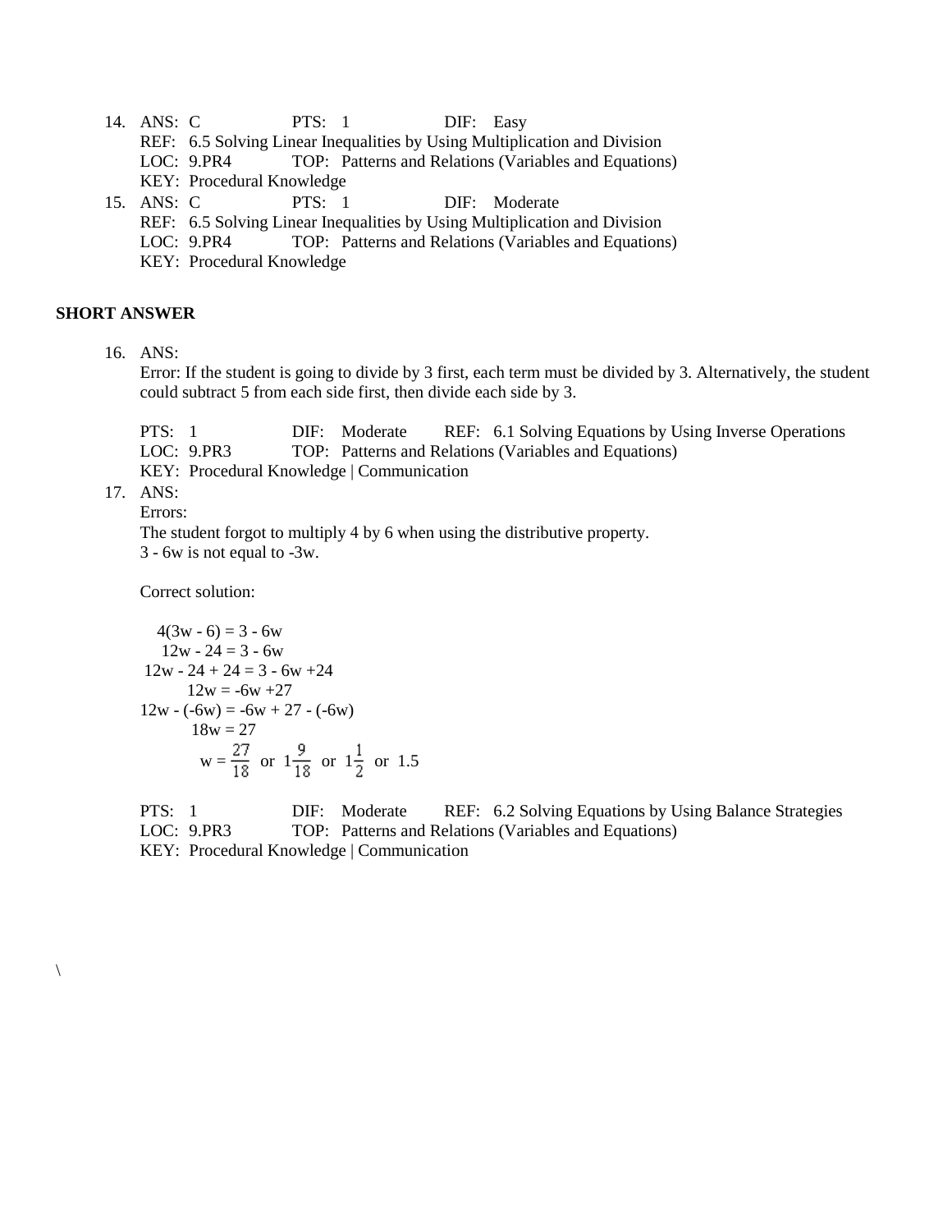14. ANS: C PTS: 1 DIF: Easy
 REF: 6.5 Solving Linear Inequalities by Using Multiplication and Division
 LOC: 9.PR4 TOP: Patterns and Relations (Variables and Equations)
 KEY: Procedural Knowledge
15. ANS: C PTS: 1 DIF: Moderate
 REF: 6.5 Solving Linear Inequalities by Using Multiplication and Division
 LOC: 9.PR4 TOP: Patterns and Relations (Variables and Equations)
 KEY: Procedural Knowledge

**SHORT ANSWER**

16. ANS:
 Error: If the student is going to divide by 3 first, each term must be divided by 3. Alternatively, the student could subtract 5 from each side first, then divide each side by 3.

 PTS: 1 DIF: Moderate REF: 6.1 Solving Equations by Using Inverse Operations
 LOC: 9.PR3 TOP: Patterns and Relations (Variables and Equations)
 KEY: Procedural Knowledge | Communication
17. ANS:
 Errors:
 The student forgot to multiply 4 by 6 when using the distributive property.
 $3 - 6w$ is not equal to $-3w$.

 Correct solution:

 $$4(3w - 6) = 3 - 6w$$
 $$12w - 24 = 3 - 6w$$
 $$12w - 24 + 24 = 3 - 6w + 24$$
 $$12w = -6w + 27$$
 $$12w - (-6w) = -6w + 27 - (-6w)$$
 $$18w = 27$$
 $$w = \frac{27}{18} \text{ or } 1\frac{9}{18} \text{ or } 1\frac{1}{2} \text{ or } 1.5$$

 PTS: 1 DIF: Moderate REF: 6.2 Solving Equations by Using Balance Strategies
 LOC: 9.PR3 TOP: Patterns and Relations (Variables and Equations)
 KEY: Procedural Knowledge | Communication

\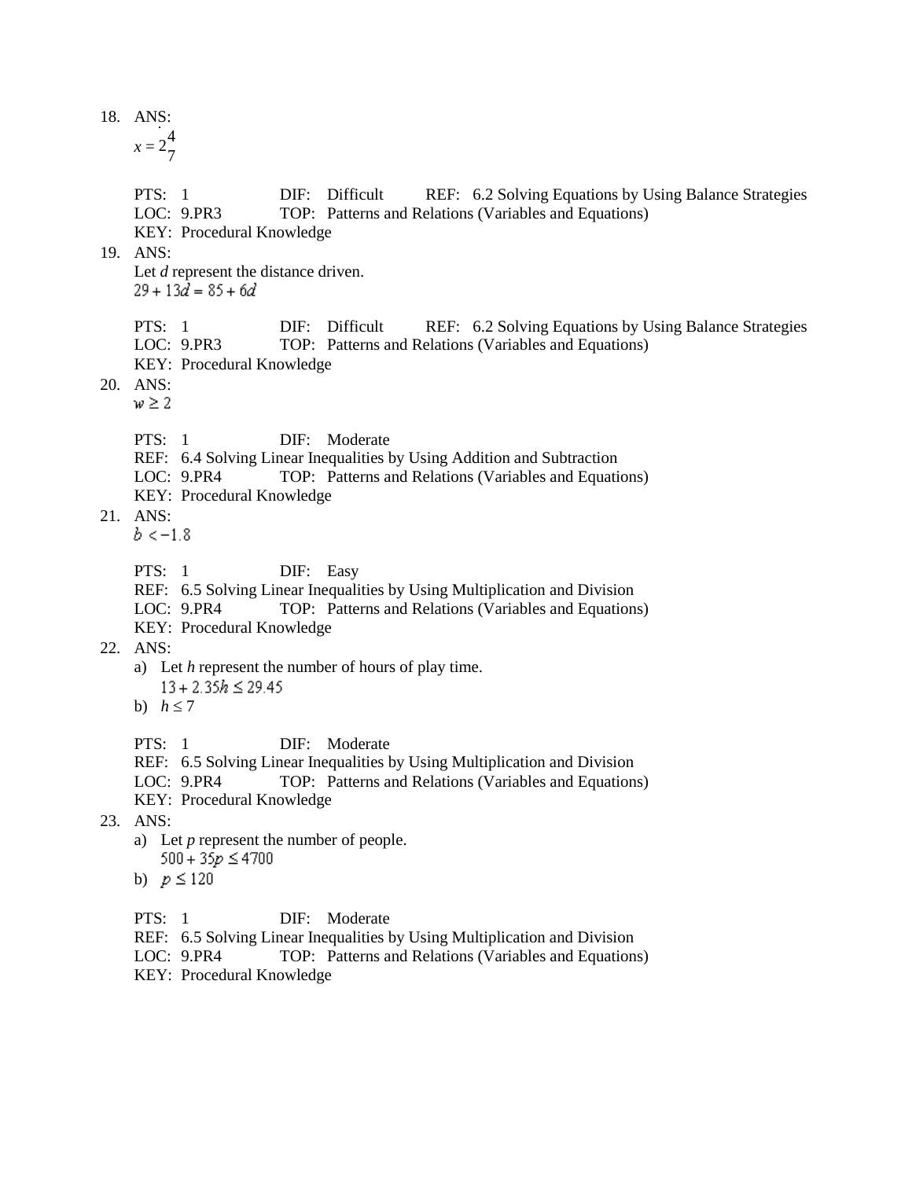18. ANS:

    $x = 2\frac{4}{7}$

    PTS: 1 DIF: Difficult REF: 6.2 Solving Equations by Using Balance Strategies
    LOC: 9.PR3 TOP: Patterns and Relations (Variables and Equations)
    KEY: Procedural Knowledge

19. ANS:

    Let *d* represent the distance driven.

    $29 + 13d = 85 + 6d$

    PTS: 1 DIF: Difficult REF: 6.2 Solving Equations by Using Balance Strategies
    LOC: 9.PR3 TOP: Patterns and Relations (Variables and Equations)
    KEY: Procedural Knowledge

20. ANS:

    $w \geq 2$

    PTS: 1 DIF: Moderate
    REF: 6.4 Solving Linear Inequalities by Using Addition and Subtraction
    LOC: 9.PR4 TOP: Patterns and Relations (Variables and Equations)
    KEY: Procedural Knowledge

21. ANS:

    $b < -1.8$

    PTS: 1 DIF: Easy
    REF: 6.5 Solving Linear Inequalities by Using Multiplication and Division
    LOC: 9.PR4 TOP: Patterns and Relations (Variables and Equations)
    KEY: Procedural Knowledge

22. ANS:

    a) Let *h* represent the number of hours of play time.

       $13 + 2.35h \leq 29.45$

    b) $h \leq 7$

    PTS: 1 DIF: Moderate
    REF: 6.5 Solving Linear Inequalities by Using Multiplication and Division
    LOC: 9.PR4 TOP: Patterns and Relations (Variables and Equations)
    KEY: Procedural Knowledge

23. ANS:

    a) Let *p* represent the number of people.

       $500 + 35p \leq 4700$

    b) $p \leq 120$

    PTS: 1 DIF: Moderate
    REF: 6.5 Solving Linear Inequalities by Using Multiplication and Division
    LOC: 9.PR4 TOP: Patterns and Relations (Variables and Equations)
    KEY: Procedural Knowledge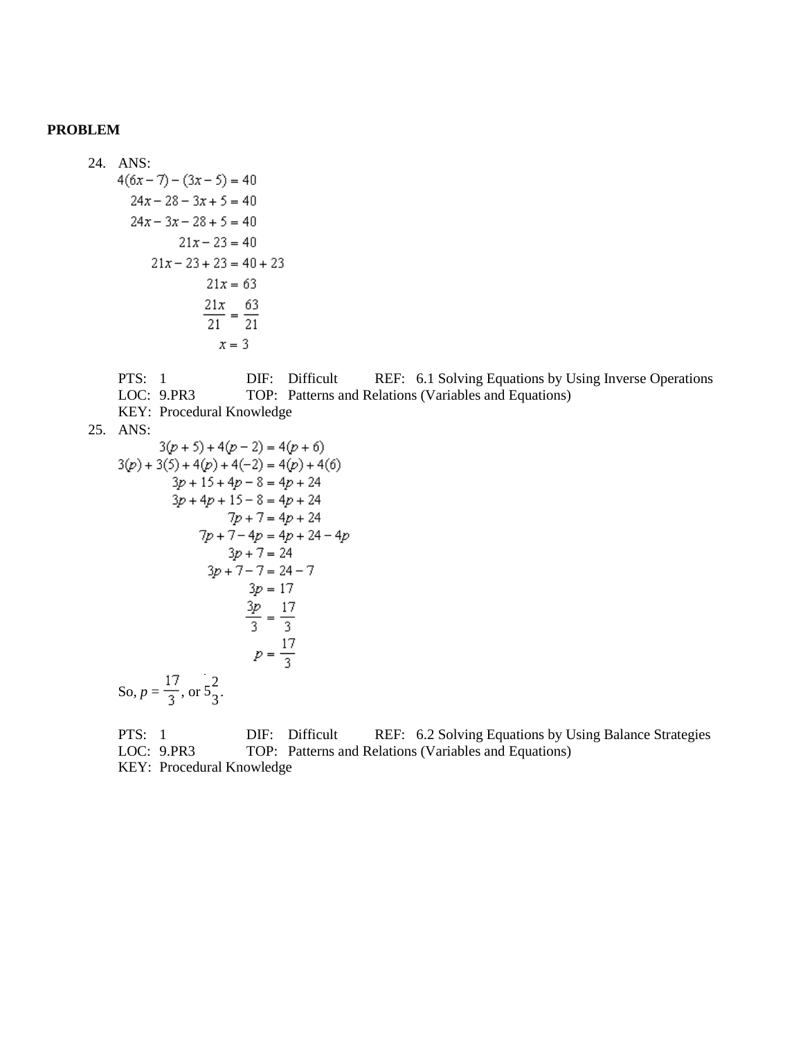**PROBLEM**

24. ANS:

$$4(6x-7)-(3x-5)=40$$
$$24x-28-3x+5=40$$
$$24x-3x-28+5=40$$
$$21x-23=40$$
$$21x-23+23=40+23$$
$$21x=63$$
$$\frac{21x}{21}=\frac{63}{21}$$
$$x=3$$

PTS: 1 DIF: Difficult REF: 6.1 Solving Equations by Using Inverse Operations
LOC: 9.PR3 TOP: Patterns and Relations (Variables and Equations)
KEY: Procedural Knowledge

25. ANS:

$$3(p+5)+4(p-2)=4(p+6)$$
$$3(p)+3(5)+4(p)+4(-2)=4(p)+4(6)$$
$$3p+15+4p-8=4p+24$$
$$3p+4p+15-8=4p+24$$
$$7p+7=4p+24$$
$$7p+7-4p=4p+24-4p$$
$$3p+7=24$$
$$3p+7-7=24-7$$
$$3p=17$$
$$\frac{3p}{3}=\frac{17}{3}$$
$$p=\frac{17}{3}$$

So, $p=\frac{17}{3}$, or $5\frac{2}{3}$.

PTS: 1 DIF: Difficult REF: 6.2 Solving Equations by Using Balance Strategies
LOC: 9.PR3 TOP: Patterns and Relations (Variables and Equations)
KEY: Procedural Knowledge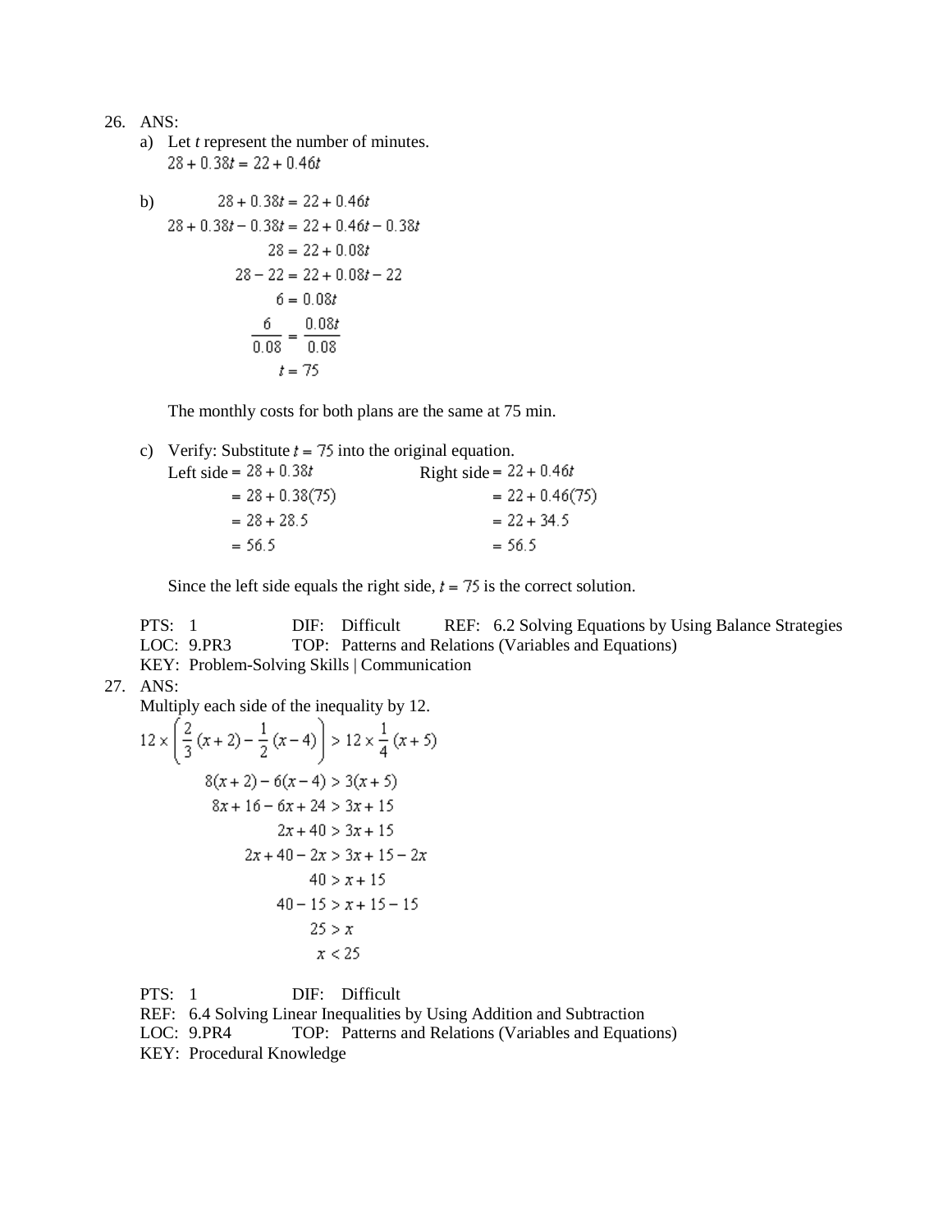26. ANS:

a) Let $t$ represent the number of minutes.

$$28 + 0.38t = 22 + 0.46t$$

b)

$$\begin{aligned}
28 + 0.38t &= 22 + 0.46t \\
28 + 0.38t - 0.38t &= 22 + 0.46t - 0.38t \\
28 &= 22 + 0.08t \\
28 - 22 &= 22 + 0.08t - 22 \\
6 &= 0.08t \\
\frac{6}{0.08} &= \frac{0.08t}{0.08} \\
t &= 75
\end{aligned}$$

The monthly costs for both plans are the same at 75 min.

c) Verify: Substitute $t = 75$ into the original equation.

$$\begin{aligned}
\text{Left side} &= 28 + 0.38t \\
&= 28 + 0.38(75) \\
&= 28 + 28.5 \\
&= 56.5
\end{aligned}
\qquad
\begin{aligned}
\text{Right side} &= 22 + 0.46t \\
&= 22 + 0.46(75) \\
&= 22 + 34.5 \\
&= 56.5
\end{aligned}$$

Since the left side equals the right side, $t = 75$ is the correct solution.

PTS: 1 DIF: Difficult REF: 6.2 Solving Equations by Using Balance Strategies
LOC: 9.PR3 TOP: Patterns and Relations (Variables and Equations)
KEY: Problem-Solving Skills | Communication

27. ANS:

Multiply each side of the inequality by 12.

$$\begin{aligned}
12 \times \left(\frac{2}{3}(x+2) - \frac{1}{2}(x-4)\right) &> 12 \times \frac{1}{4}(x+5) \\
8(x+2) - 6(x-4) &> 3(x+5) \\
8x + 16 - 6x + 24 &> 3x + 15 \\
2x + 40 &> 3x + 15 \\
2x + 40 - 2x &> 3x + 15 - 2x \\
40 &> x + 15 \\
40 - 15 &> x + 15 - 15 \\
25 &> x \\
x &< 25
\end{aligned}$$

PTS: 1 DIF: Difficult
REF: 6.4 Solving Linear Inequalities by Using Addition and Subtraction
LOC: 9.PR4 TOP: Patterns and Relations (Variables and Equations)
KEY: Procedural Knowledge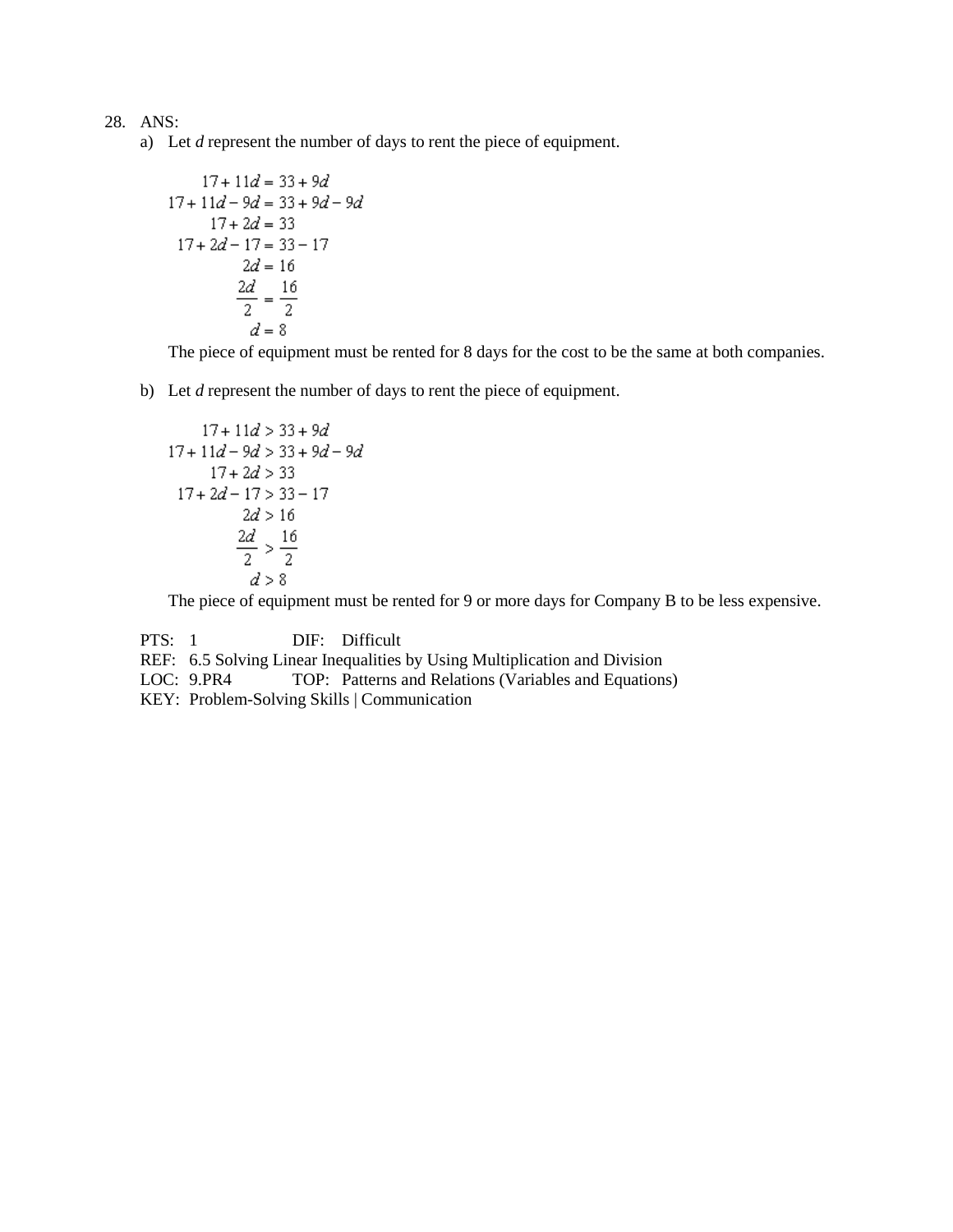28. ANS:

a) Let *d* represent the number of days to rent the piece of equipment.

$$
\begin{aligned}
17 + 11d &= 33 + 9d \\
17 + 11d - 9d &= 33 + 9d - 9d \\
17 + 2d &= 33 \\
17 + 2d - 17 &= 33 - 17 \\
2d &= 16 \\
\frac{2d}{2} &= \frac{16}{2} \\
d &= 8
\end{aligned}
$$

The piece of equipment must be rented for 8 days for the cost to be the same at both companies.

b) Let *d* represent the number of days to rent the piece of equipment.

$$
\begin{aligned}
17 + 11d &> 33 + 9d \\
17 + 11d - 9d &> 33 + 9d - 9d \\
17 + 2d &> 33 \\
17 + 2d - 17 &> 33 - 17 \\
2d &> 16 \\
\frac{2d}{2} &> \frac{16}{2} \\
d &> 8
\end{aligned}
$$

The piece of equipment must be rented for 9 or more days for Company B to be less expensive.

PTS: 1 DIF: Difficult
REF: 6.5 Solving Linear Inequalities by Using Multiplication and Division
LOC: 9.PR4 TOP: Patterns and Relations (Variables and Equations)
KEY: Problem-Solving Skills | Communication